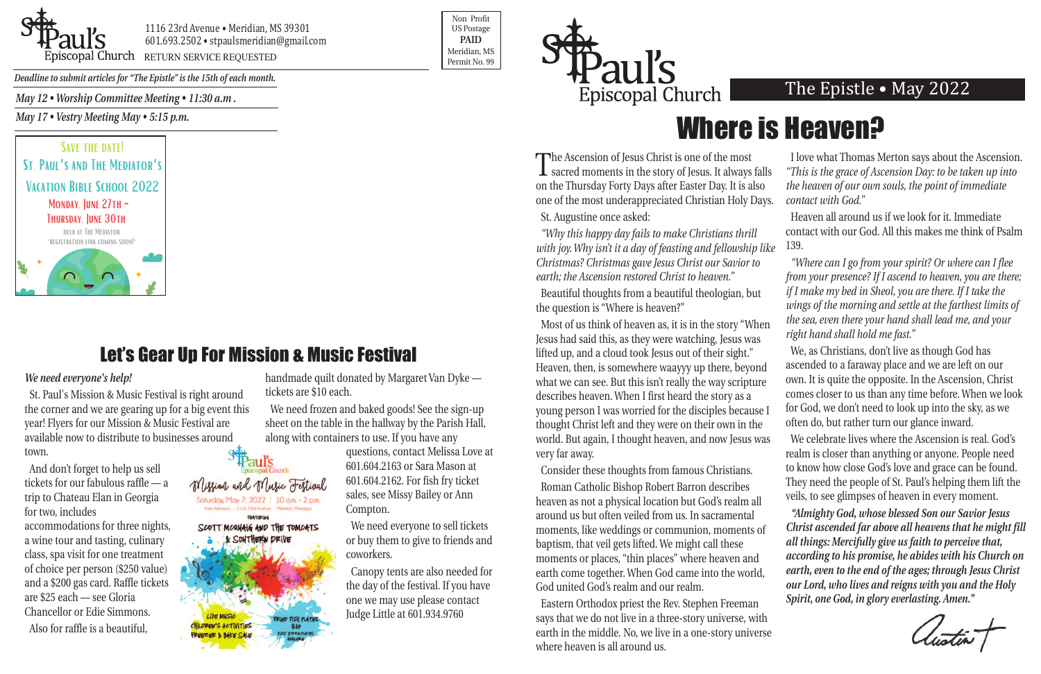St. Paul's Episcopal Church

1116 23rd Avenue • Meridian, MS 39301
601.693.2502 • stpaulsmeridian@gmail.com
RETURN SERVICE REQUESTED

Non Profit
US Postage
**PAID**
Meridian, MS
Permit No. 99

*Deadline to submit articles for "The Epistle" is the 15th of each month.*

*May 12 • Worship Committee Meeting • 11:30 a.m.*

*May 17 • Vestry Meeting May • 5:15 p.m.*

SAVE THE DATE!
ST. PAUL'S AND THE MEDIATOR'S
VACATION BIBLE SCHOOL 2022
MONDAY, JUNE 27TH – THURSDAY, JUNE 30TH
HELD AT THE MEDIATOR
*REGISTRATION LINK COMING SOON!*

## Let's Gear Up For Mission & Music Festival

*We need everyone's help!*

St. Paul's Mission & Music Festival is right around the corner and we are gearing up for a big event this year! Flyers for our Mission & Music Festival are available now to distribute to businesses around town.

And don't forget to help us sell tickets for our fabulous raffle — a trip to Chateau Elan in Georgia for two, includes accommodations for three nights, a wine tour and tasting, culinary class, spa visit for one treatment of choice per person ($250 value) and a $200 gas card. Raffle tickets are $25 each — see Gloria Chancellor or Edie Simmons.

Also for raffle is a beautiful, handmade quilt donated by Margaret Van Dyke — tickets are $10 each.

We need frozen and baked goods! See the sign-up sheet on the table in the hallway by the Parish Hall, along with containers to use. If you have any questions, contact Melissa Love at 601.604.2163 or Sara Mason at 601.604.2162. For fish fry ticket sales, see Missy Bailey or Ann Compton.

We need everyone to sell tickets or buy them to give to friends and coworkers.

Canopy tents are also needed for the day of the festival. If you have one we may use please contact Judge Little at 601.934.9760

St. Paul's Episcopal Church — Mission and Music Festival
Saturday May 7, 2022 | 10 a.m. - 2 p.m.
Featuring SCOTT MORGAN AND THE TOMCATS & SOUTHERN DRIVE
LIVE MUSIC • CHILDREN'S ACTIVITIES • FREEZER & BAKE SALE • FRIED FISH PLATES $10

St. Paul's Episcopal Church

The Epistle • May 2022

# Where is Heaven?

The Ascension of Jesus Christ is one of the most sacred moments in the story of Jesus. It always falls on the Thursday Forty Days after Easter Day. It is also one of the most underappreciated Christian Holy Days.

St. Augustine once asked:

*"Why this happy day fails to make Christians thrill with joy. Why isn't it a day of feasting and fellowship like Christmas? Christmas gave Jesus Christ our Savior to earth; the Ascension restored Christ to heaven."*

Beautiful thoughts from a beautiful theologian, but the question is "Where is heaven?"

Most of us think of heaven as, it is in the story "When Jesus had said this, as they were watching, Jesus was lifted up, and a cloud took Jesus out of their sight." Heaven, then, is somewhere waayyy up there, beyond what we can see. But this isn't really the way scripture describes heaven. When I first heard the story as a young person I was worried for the disciples because I thought Christ left and they were on their own in the world. But again, I thought heaven, and now Jesus was very far away.

Consider these thoughts from famous Christians.

Roman Catholic Bishop Robert Barron describes heaven as not a physical location but God's realm all around us but often veiled from us. In sacramental moments, like weddings or communion, moments of baptism, that veil gets lifted. We might call these moments or places, "thin places" where heaven and earth come together. When God came into the world, God united God's realm and our realm.

Eastern Orthodox priest the Rev. Stephen Freeman says that we do not live in a three-story universe, with earth in the middle. No, we live in a one-story universe where heaven is all around us.

I love what Thomas Merton says about the Ascension. *"This is the grace of Ascension Day: to be taken up into the heaven of our own souls, the point of immediate contact with God."*

Heaven all around us if we look for it. Immediate contact with our God. All this makes me think of Psalm 139.

*"Where can I go from your spirit? Or where can I flee from your presence? If I ascend to heaven, you are there; if I make my bed in Sheol, you are there. If I take the wings of the morning and settle at the farthest limits of the sea, even there your hand shall lead me, and your right hand shall hold me fast."*

We, as Christians, don't live as though God has ascended to a faraway place and we are left on our own. It is quite the opposite. In the Ascension, Christ comes closer to us than any time before. When we look for God, we don't need to look up into the sky, as we often do, but rather turn our glance inward.

We celebrate lives where the Ascension is real. God's realm is closer than anything or anyone. People need to know how close God's love and grace can be found. They need the people of St. Paul's helping them lift the veils, to see glimpses of heaven in every moment.

***"Almighty God, whose blessed Son our Savior Jesus Christ ascended far above all heavens that he might fill all things: Mercifully give us faith to perceive that, according to his promise, he abides with his Church on earth, even to the end of the ages; through Jesus Christ our Lord, who lives and reigns with you and the Holy Spirit, one God, in glory everlasting. Amen."***

Austin +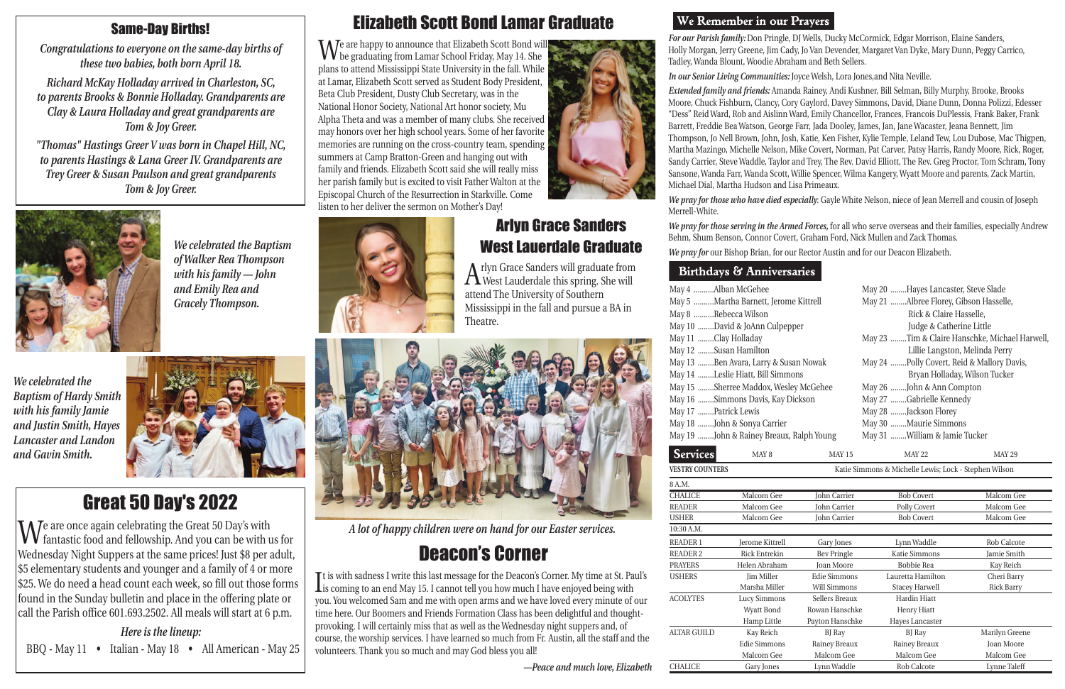## Same-Day Births!

*Congratulations to everyone on the same-day births of these two babies, both born April 18.*

*Richard McKay Holladay arrived in Charleston, SC, to parents Brooks & Bonnie Holladay. Grandparents are Clay & Laura Holladay and great grandparents are Tom & Joy Greer.*

*"Thomas" Hastings Greer V was born in Chapel Hill, NC, to parents Hastings & Lana Greer IV. Grandparents are Trey Greer & Susan Paulson and great grandparents Tom & Joy Greer.*

*We celebrated the Baptism of Walker Rea Thompson with his family — John and Emily Rea and Gracely Thompson.*

*We celebrated the Baptism of Hardy Smith with his family Jamie and Justin Smith, Hayes Lancaster and Landon and Gavin Smith.*

## Great 50 Day's 2022

We are once again celebrating the Great 50 Day's with fantastic food and fellowship. And you can be with us for Wednesday Night Suppers at the same prices! Just $8 per adult, $5 elementary students and younger and a family of 4 or more $25. We do need a head count each week, so fill out those forms found in the Sunday bulletin and place in the offering plate or call the Parish office 601.693.2502. All meals will start at 6 p.m.

*Here is the lineup:*

BBQ - May 11 • Italian - May 18 • All American - May 25

## Elizabeth Scott Bond Lamar Graduate

We are happy to announce that Elizabeth Scott Bond will be graduating from Lamar School Friday, May 14. She plans to attend Mississippi State University in the fall. While at Lamar, Elizabeth Scott served as Student Body President, Beta Club President, Dusty Club Secretary, was in the National Honor Society, National Art honor society, Mu Alpha Theta and was a member of many clubs. She received may honors over her high school years. Some of her favorite memories are running on the cross-country team, spending summers at Camp Bratton-Green and hanging out with family and friends. Elizabeth Scott said she will really miss her parish family but is excited to visit Father Walton at the Episcopal Church of the Resurrection in Starkville. Come listen to her deliver the sermon on Mother's Day!

## Arlyn Grace Sanders West Lauerdale Graduate

Arlyn Grace Sanders will graduate from West Lauderdale this spring. She will attend The University of Southern Mississippi in the fall and pursue a BA in Theatre.

*A lot of happy children were on hand for our Easter services.*

## Deacon's Corner

It is with sadness I write this last message for the Deacon's Corner. My time at St. Paul's is coming to an end May 15. I cannot tell you how much I have enjoyed being with you. You welcomed Sam and me with open arms and we have loved every minute of our time here. Our Boomers and Friends Formation Class has been delightful and thought-provoking. I will certainly miss that as well as the Wednesday night suppers and, of course, the worship services. I have learned so much from Fr. Austin, all the staff and the volunteers. Thank you so much and may God bless you all!

*—Peace and much love, Elizabeth*

## We Remember in our Prayers

***For our Parish family:*** Don Pringle, DJ Wells, Ducky McCormick, Edgar Morrison, Elaine Sanders, Holly Morgan, Jerry Greene, Jim Cady, Jo Van Devender, Margaret Van Dyke, Mary Dunn, Peggy Carrico, Tadley, Wanda Blount, Woodie Abraham and Beth Sellers.

***In our Senior Living Communities:*** Joyce Welsh, Lora Jones,and Nita Neville.

***Extended family and friends:*** Amanda Rainey, Andi Kushner, Bill Selman, Billy Murphy, Brooke, Brooks Moore, Chuck Fishburn, Clancy, Cory Gaylord, Davey Simmons, David, Diane Dunn, Donna Polizzi, Edesser "Dess" Reid Ward, Rob and Aislinn Ward, Emily Chancellor, Frances, Francois DuPlessis, Frank Baker, Frank Barrett, Freddie Bea Watson, George Farr, Jada Dooley, James, Jan, Jane Wacaster, Jeana Bennett, Jim Thompson, Jo Nell Brown, John, Josh, Katie, Ken Fisher, Kylie Temple, Leland Tew, Lou Dubose, Mac Thigpen, Martha Mazingo, Michelle Nelson, Mike Covert, Norman, Pat Carver, Patsy Harris, Randy Moore, Rick, Roger, Sandy Carrier, Steve Waddle, Taylor and Trey, The Rev. David Elliott, The Rev. Greg Proctor, Tom Schram, Tony Sansone, Wanda Farr, Wanda Scott, Willie Spencer, Wilma Kangery, Wyatt Moore and parents, Zack Martin, Michael Dial, Martha Hudson and Lisa Primeaux.

***We pray for those who have died especially:*** Gayle White Nelson, niece of Jean Merrell and cousin of Joseph Merrell-White.

***We pray for those serving in the Armed Forces,*** for all who serve overseas and their families, especially Andrew Behm, Shum Benson, Connor Covert, Graham Ford, Nick Mullen and Zack Thomas.

***We pray for*** our Bishop Brian, for our Rector Austin and for our Deacon Elizabeth.

## Birthdays & Anniversaries

May 4 ..........Alban McGehee
May 5 ..........Martha Barnett, Jerome Kittrell
May 8 ..........Rebecca Wilson
May 10 ........David & JoAnn Culpepper
May 11 ........Clay Holladay
May 12 ........Susan Hamilton
May 13 ........Ben Avara, Larry & Susan Nowak
May 14 ........Leslie Hiatt, Bill Simmons
May 15 ........Sherree Maddox, Wesley McGehee
May 16 ........Simmons Davis, Kay Dickson
May 17 ........Patrick Lewis
May 18 ........John & Sonya Carrier
May 19 ........John & Rainey Breaux, Ralph Young
May 20 ........Hayes Lancaster, Steve Slade
May 21 ........Albree Florey, Gibson Hasselle, Rick & Claire Hasselle, Judge & Catherine Little
May 23 ........Tim & Claire Hanschke, Michael Harwell, Lillie Langston, Melinda Perry
May 24 ........Polly Covert, Reid & Mallory Davis, Bryan Holladay, Wilson Tucker
May 26 ........John & Ann Compton
May 27 ........Gabrielle Kennedy
May 28 ........Jackson Florey
May 30 ........Maurie Simmons
May 31 ........William & Jamie Tucker

| Services | MAY 8 | MAY 15 | MAY 22 | MAY 29 |
|---|---|---|---|---|
| VESTRY COUNTERS | Katie Simmons & Michelle Lewis; Lock - Stephen Wilson | | | |
| 8 A.M. | | | | |
| CHALICE | Malcom Gee | John Carrier | Bob Covert | Malcom Gee |
| READER | Malcom Gee | John Carrier | Polly Covert | Malcom Gee |
| USHER | Malcom Gee | John Carrier | Bob Covert | Malcom Gee |
| 10:30 A.M. | | | | |
| READER 1 | Jerome Kittrell | Gary Jones | Lynn Waddle | Rob Calcote |
| READER 2 | Rick Entrekin | Bev Pringle | Katie Simmons | Jamie Smith |
| PRAYERS | Helen Abraham | Joan Moore | Bobbie Rea | Kay Reich |
| USHERS | Jim Miller<br>Marsha Miller | Edie Simmons<br>Will Simmons | Lauretta Hamilton<br>Stacey Harwell | Cheri Barry<br>Rick Barry |
| ACOLYTES | Lucy Simmons<br>Wyatt Bond<br>Hamp Little | Sellers Breaux<br>Rowan Hanschke<br>Payton Hanschke | Hardin Hiatt<br>Henry Hiatt<br>Hayes Lancaster | |
| ALTAR GUILD | Kay Reich<br>Edie Simmons<br>Malcom Gee | BJ Ray<br>Rainey Breaux<br>Malcom Gee | BJ Ray<br>Rainey Breaux<br>Malcom Gee | Marilyn Greene<br>Joan Moore<br>Malcom Gee |
| CHALICE | Gary Jones | Lynn Waddle | Rob Calcote | Lynne Taleff |